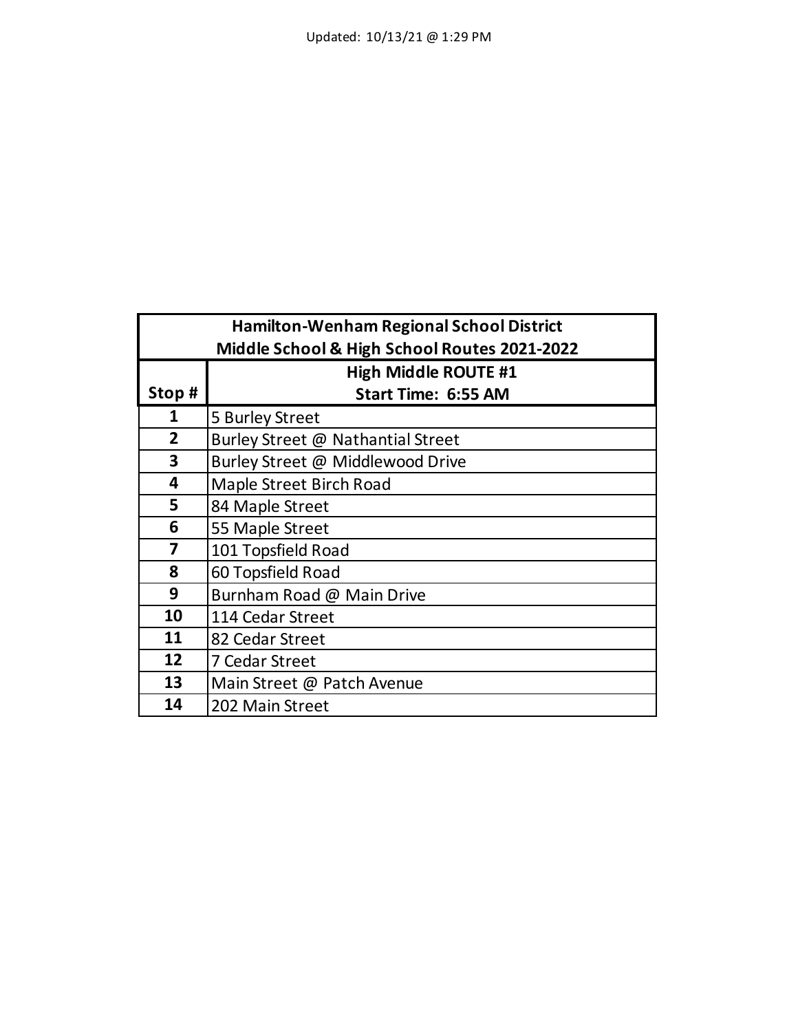Updated: 10/13/21 @ 1:29 PM

| Hamilton-Wenham Regional School District<br>Middle School & High School Routes 2021-2022 | |
|---|---|
| **Stop #** | **High Middle ROUTE #1<br>Start Time: 6:55 AM** |
| 1 | 5 Burley Street |
| 2 | Burley Street @ Nathantial Street |
| 3 | Burley Street @ Middlewood Drive |
| 4 | Maple Street Birch Road |
| 5 | 84 Maple Street |
| 6 | 55 Maple Street |
| 7 | 101 Topsfield Road |
| 8 | 60 Topsfield Road |
| 9 | Burnham Road @ Main Drive |
| 10 | 114 Cedar Street |
| 11 | 82 Cedar Street |
| 12 | 7 Cedar Street |
| 13 | Main Street @ Patch Avenue |
| 14 | 202 Main Street |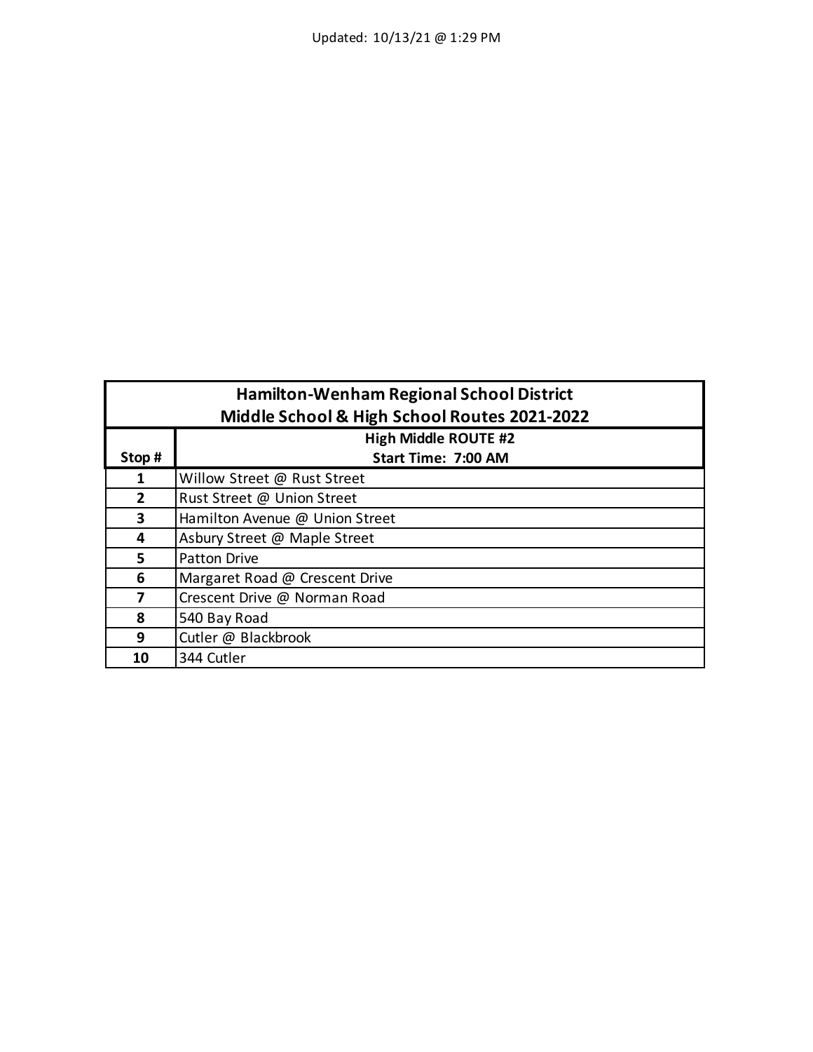Updated: 10/13/21 @ 1:29 PM

| Hamilton-Wenham Regional School District<br>Middle School & High School Routes 2021-2022 | |
|---|---|
| **Stop #** | **High Middle ROUTE #2<br>Start Time: 7:00 AM** |
| **1** | Willow Street @ Rust Street |
| **2** | Rust Street @ Union Street |
| **3** | Hamilton Avenue @ Union Street |
| **4** | Asbury Street @ Maple Street |
| **5** | Patton Drive |
| **6** | Margaret Road @ Crescent Drive |
| **7** | Crescent Drive @ Norman Road |
| **8** | 540 Bay Road |
| **9** | Cutler @ Blackbrook |
| **10** | 344 Cutler |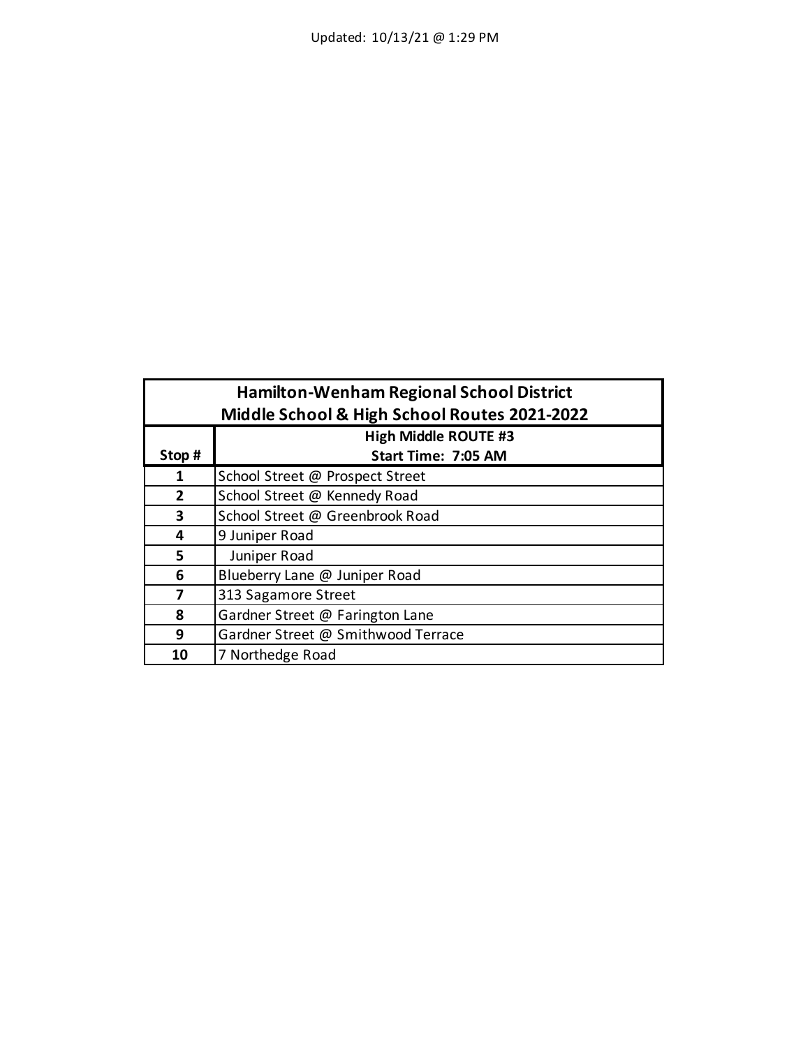Updated: 10/13/21 @ 1:29 PM

| Hamilton-Wenham Regional School District<br>Middle School & High School Routes 2021-2022 | |
|---|---|
| **Stop #** | **High Middle ROUTE #3<br>Start Time: 7:05 AM** |
| **1** | School Street @ Prospect Street |
| **2** | School Street @ Kennedy Road |
| **3** | School Street @ Greenbrook Road |
| **4** | 9 Juniper Road |
| **5** | Juniper Road |
| **6** | Blueberry Lane @ Juniper Road |
| **7** | 313 Sagamore Street |
| **8** | Gardner Street @ Farington Lane |
| **9** | Gardner Street @ Smithwood Terrace |
| **10** | 7 Northedge Road |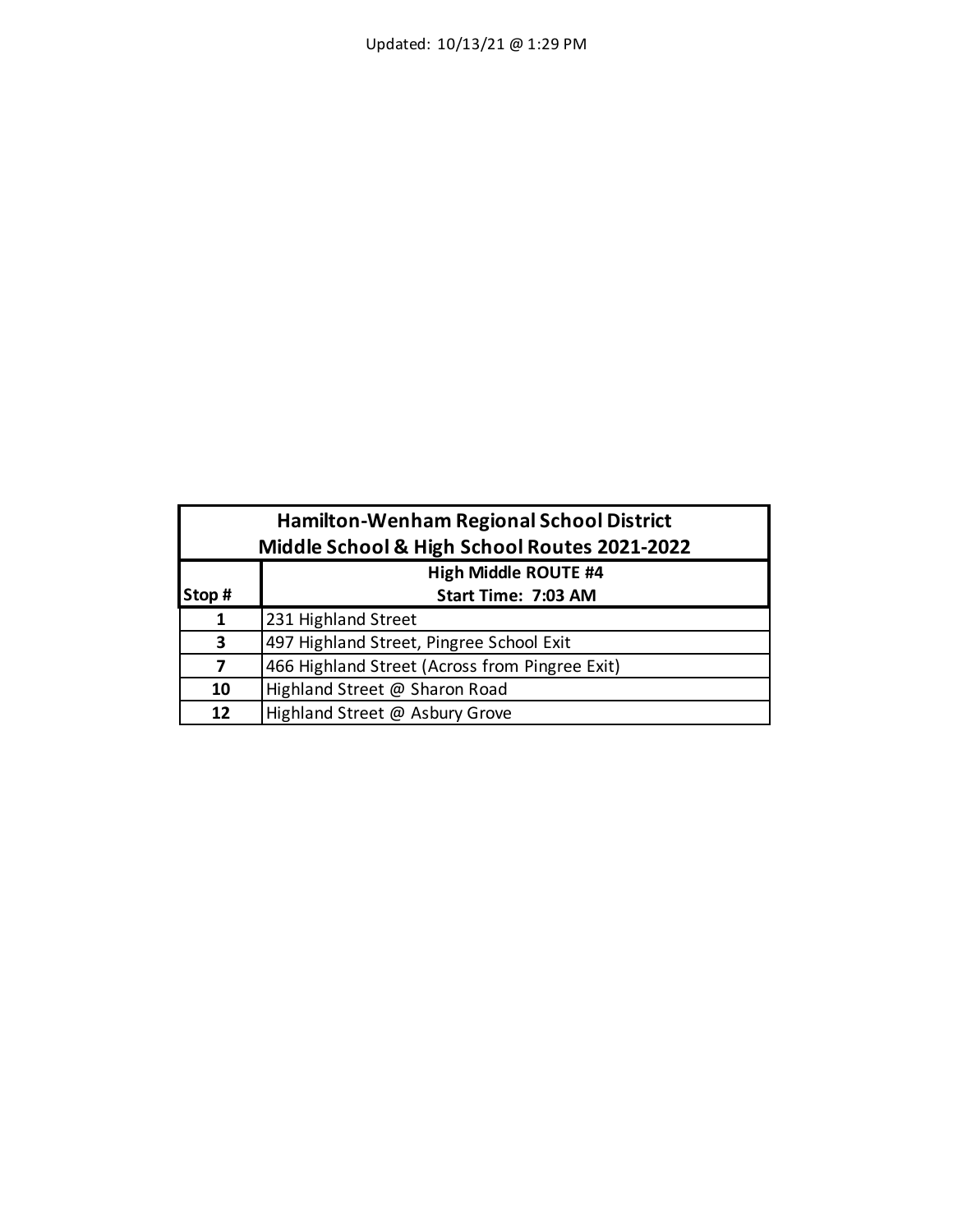Updated: 10/13/21 @ 1:29 PM

| Hamilton-Wenham Regional School District<br>Middle School & High School Routes 2021-2022 | |
|---|---|
| **Stop #** | **High Middle ROUTE #4**<br>**Start Time: 7:03 AM** |
| **1** | 231 Highland Street |
| **3** | 497 Highland Street, Pingree School Exit |
| **7** | 466 Highland Street (Across from Pingree Exit) |
| **10** | Highland Street @ Sharon Road |
| **12** | Highland Street @ Asbury Grove |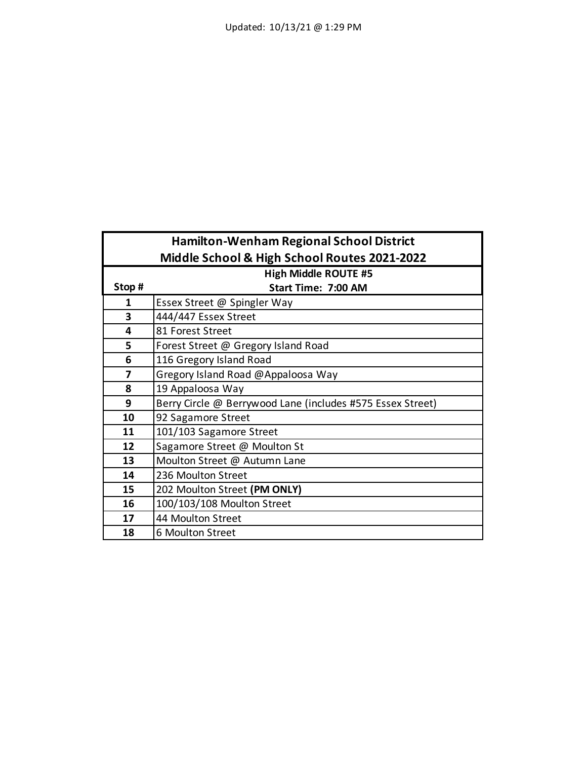Updated: 10/13/21 @ 1:29 PM

| Hamilton-Wenham Regional School District<br>Middle School & High School Routes 2021-2022 | |
|---|---|
| **Stop #** | **High Middle ROUTE #5<br>Start Time: 7:00 AM** |
| **1** | Essex Street @ Spingler Way |
| **3** | 444/447 Essex Street |
| **4** | 81 Forest Street |
| **5** | Forest Street @ Gregory Island Road |
| **6** | 116 Gregory Island Road |
| **7** | Gregory Island Road @Appaloosa Way |
| **8** | 19 Appaloosa Way |
| **9** | Berry Circle @ Berrywood Lane (includes #575 Essex Street) |
| **10** | 92 Sagamore Street |
| **11** | 101/103 Sagamore Street |
| **12** | Sagamore Street @ Moulton St |
| **13** | Moulton Street @ Autumn Lane |
| **14** | 236 Moulton Street |
| **15** | 202 Moulton Street **(PM ONLY)** |
| **16** | 100/103/108 Moulton Street |
| **17** | 44 Moulton Street |
| **18** | 6 Moulton Street |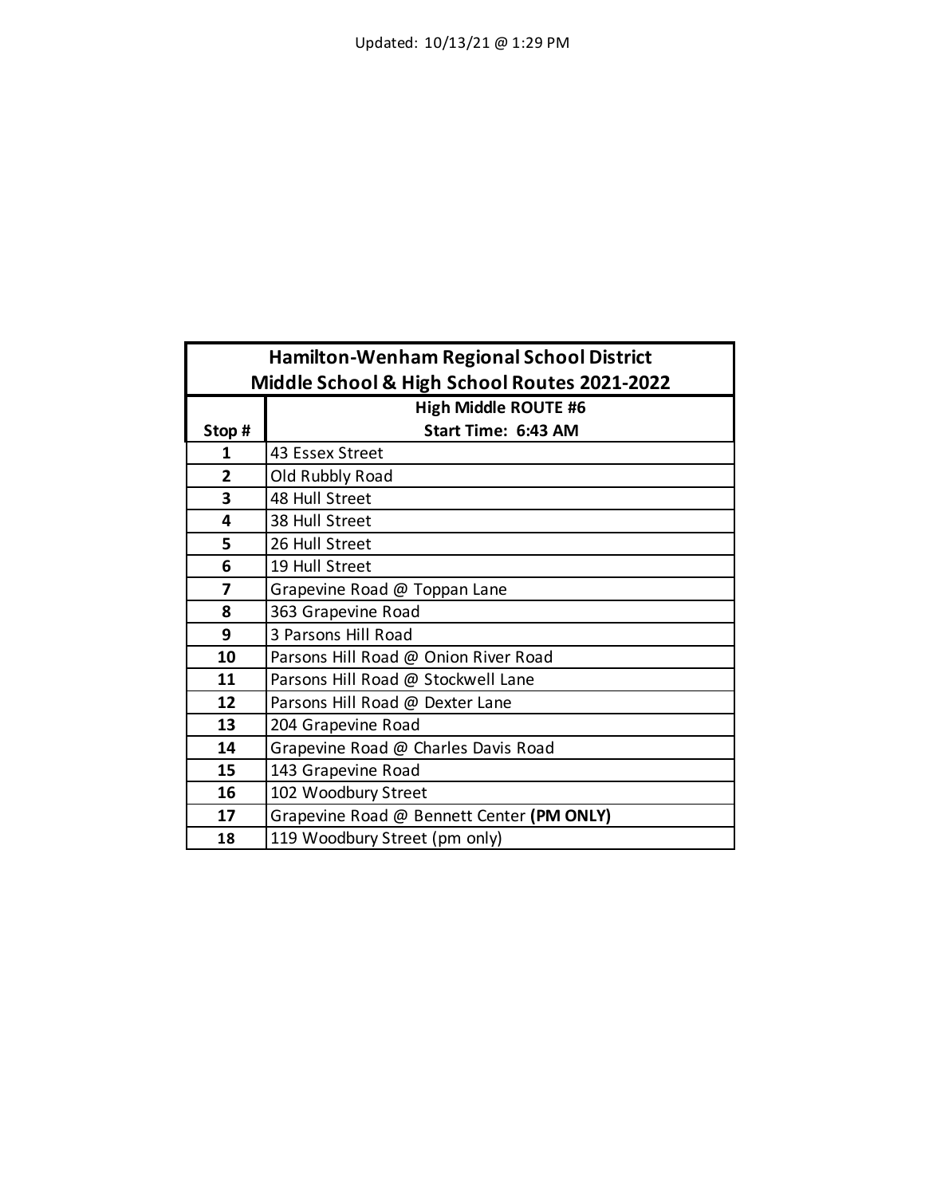Updated: 10/13/21 @ 1:29 PM

| Hamilton-Wenham Regional School District<br>Middle School & High School Routes 2021-2022 | |
|---|---|
| **Stop #** | **High Middle ROUTE #6**<br>**Start Time: 6:43 AM** |
| **1** | 43 Essex Street |
| **2** | Old Rubbly Road |
| **3** | 48 Hull Street |
| **4** | 38 Hull Street |
| **5** | 26 Hull Street |
| **6** | 19 Hull Street |
| **7** | Grapevine Road @ Toppan Lane |
| **8** | 363 Grapevine Road |
| **9** | 3 Parsons Hill Road |
| **10** | Parsons Hill Road @ Onion River Road |
| **11** | Parsons Hill Road @ Stockwell Lane |
| **12** | Parsons Hill Road @ Dexter Lane |
| **13** | 204 Grapevine Road |
| **14** | Grapevine Road @ Charles Davis Road |
| **15** | 143 Grapevine Road |
| **16** | 102 Woodbury Street |
| **17** | Grapevine Road @ Bennett Center **(PM ONLY)** |
| **18** | 119 Woodbury Street (pm only) |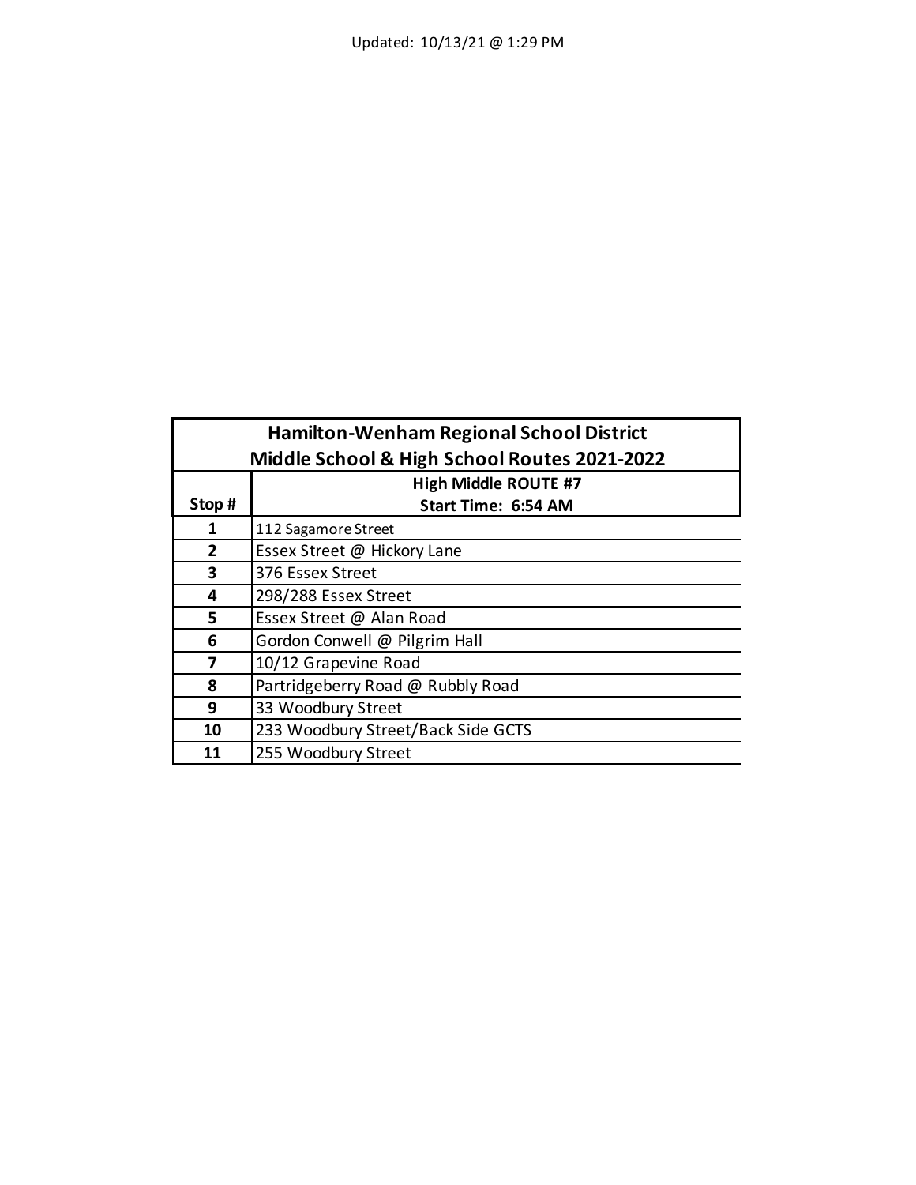Updated: 10/13/21 @ 1:29 PM

| Hamilton-Wenham Regional School District<br>Middle School & High School Routes 2021-2022 | |
|---|---|
| **Stop #** | **High Middle ROUTE #7<br>Start Time: 6:54 AM** |
| 1 | 112 Sagamore Street |
| 2 | Essex Street @ Hickory Lane |
| 3 | 376 Essex Street |
| 4 | 298/288 Essex Street |
| 5 | Essex Street @ Alan Road |
| 6 | Gordon Conwell @ Pilgrim Hall |
| 7 | 10/12 Grapevine Road |
| 8 | Partridgeberry Road @ Rubbly Road |
| 9 | 33 Woodbury Street |
| 10 | 233 Woodbury Street/Back Side GCTS |
| 11 | 255 Woodbury Street |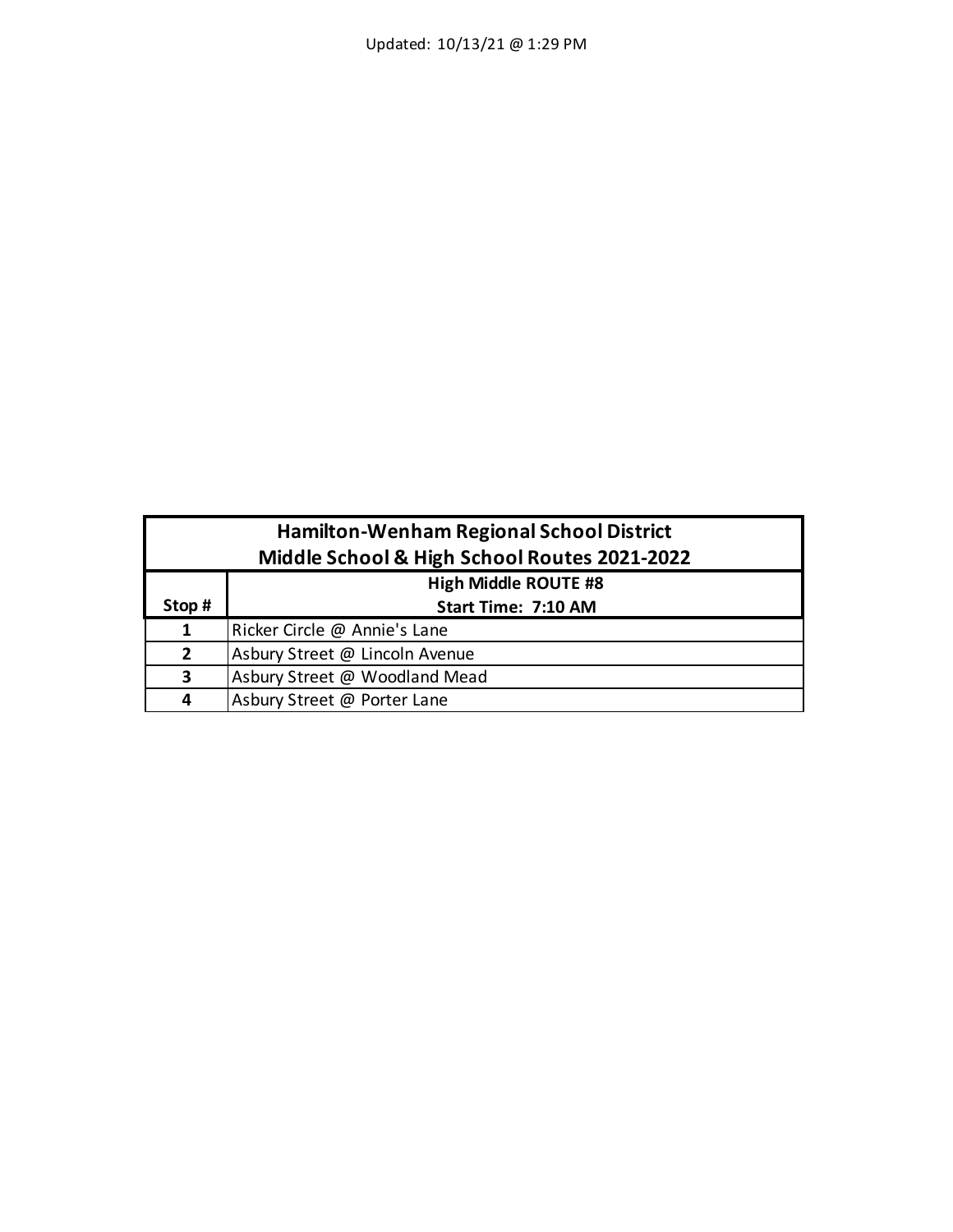Updated: 10/13/21 @ 1:29 PM

| Hamilton-Wenham Regional School District<br>Middle School & High School Routes 2021-2022 | |
|---|---|
| Stop # | High Middle ROUTE #8<br>Start Time: 7:10 AM |
| 1 | Ricker Circle @ Annie's Lane |
| 2 | Asbury Street @ Lincoln Avenue |
| 3 | Asbury Street @ Woodland Mead |
| 4 | Asbury Street @ Porter Lane |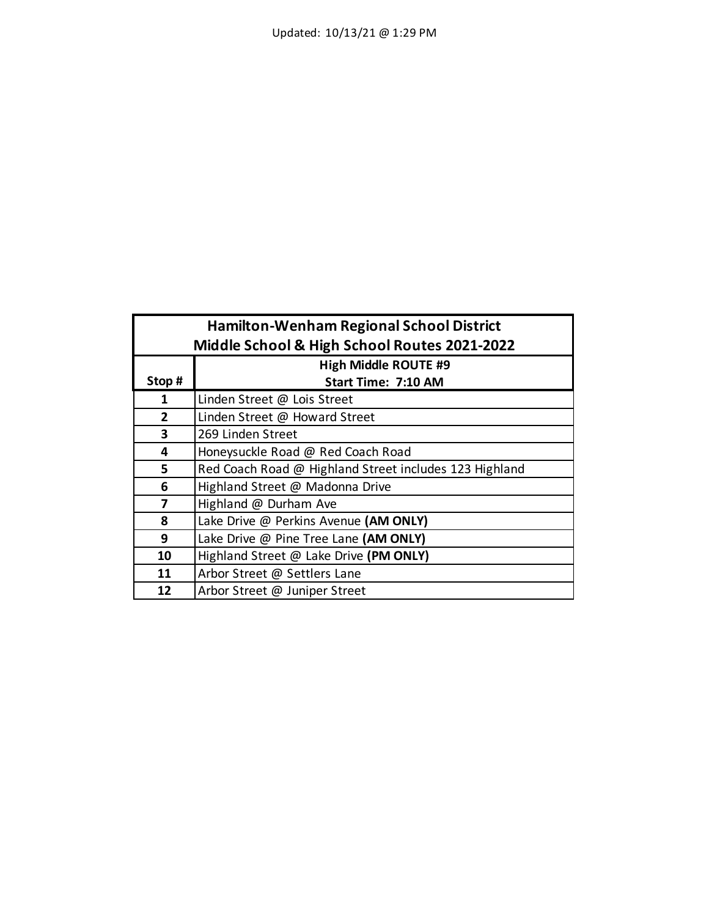Updated: 10/13/21 @ 1:29 PM

| Hamilton-Wenham Regional School District<br>Middle School & High School Routes 2021-2022 | |
|---|---|
| **Stop #** | **High Middle ROUTE #9**<br>**Start Time: 7:10 AM** |
| 1 | Linden Street @ Lois Street |
| 2 | Linden Street @ Howard Street |
| 3 | 269 Linden Street |
| 4 | Honeysuckle Road @ Red Coach Road |
| 5 | Red Coach Road @ Highland Street includes 123 Highland |
| 6 | Highland Street @ Madonna Drive |
| 7 | Highland @ Durham Ave |
| 8 | Lake Drive @ Perkins Avenue **(AM ONLY)** |
| 9 | Lake Drive @ Pine Tree Lane **(AM ONLY)** |
| 10 | Highland Street @ Lake Drive **(PM ONLY)** |
| 11 | Arbor Street @ Settlers Lane |
| 12 | Arbor Street @ Juniper Street |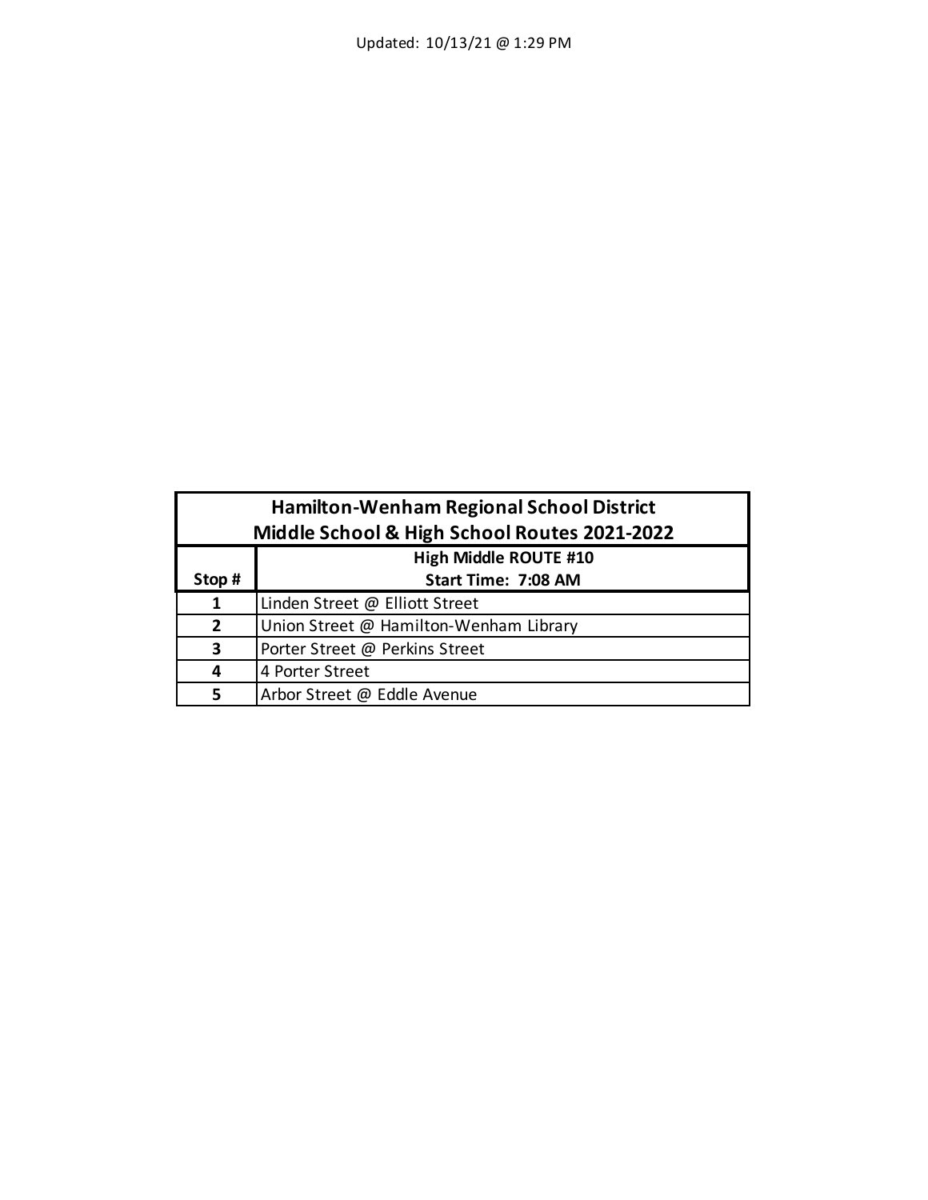Updated: 10/13/21 @ 1:29 PM

| Hamilton-Wenham Regional School District<br>Middle School & High School Routes 2021-2022 | |
|---|---|
| **Stop #** | **High Middle ROUTE #10**<br>**Start Time: 7:08 AM** |
| 1 | Linden Street @ Elliott Street |
| 2 | Union Street @ Hamilton-Wenham Library |
| 3 | Porter Street @ Perkins Street |
| 4 | 4 Porter Street |
| 5 | Arbor Street @ Eddle Avenue |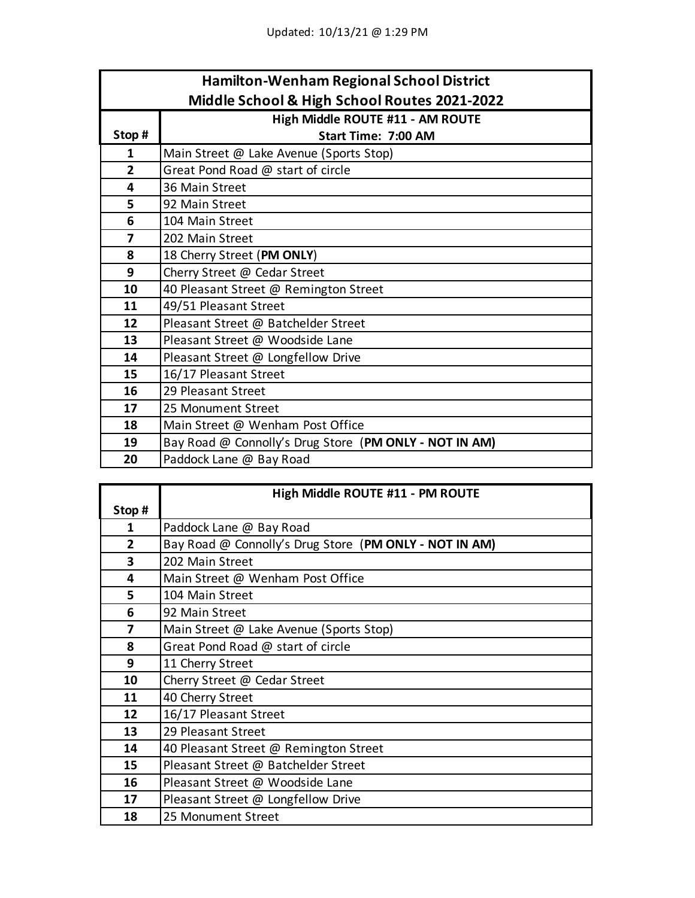Updated: 10/13/21 @ 1:29 PM

## Hamilton-Wenham Regional School District
## Middle School & High School Routes 2021-2022

| Stop # | High Middle ROUTE #11 - AM ROUTE<br>Start Time: 7:00 AM |
|---|---|
| 1 | Main Street @ Lake Avenue (Sports Stop) |
| 2 | Great Pond Road @ start of circle |
| 4 | 36 Main Street |
| 5 | 92 Main Street |
| 6 | 104 Main Street |
| 7 | 202 Main Street |
| 8 | 18 Cherry Street (**PM ONLY**) |
| 9 | Cherry Street @ Cedar Street |
| 10 | 40 Pleasant Street @ Remington Street |
| 11 | 49/51 Pleasant Street |
| 12 | Pleasant Street @ Batchelder Street |
| 13 | Pleasant Street @ Woodside Lane |
| 14 | Pleasant Street @ Longfellow Drive |
| 15 | 16/17 Pleasant Street |
| 16 | 29 Pleasant Street |
| 17 | 25 Monument Street |
| 18 | Main Street @ Wenham Post Office |
| 19 | Bay Road @ Connolly's Drug Store (**PM ONLY - NOT IN AM)** |
| 20 | Paddock Lane @ Bay Road |

| Stop # | High Middle ROUTE #11 - PM ROUTE |
|---|---|
| 1 | Paddock Lane @ Bay Road |
| 2 | Bay Road @ Connolly's Drug Store (**PM ONLY - NOT IN AM)** |
| 3 | 202 Main Street |
| 4 | Main Street @ Wenham Post Office |
| 5 | 104 Main Street |
| 6 | 92 Main Street |
| 7 | Main Street @ Lake Avenue (Sports Stop) |
| 8 | Great Pond Road @ start of circle |
| 9 | 11 Cherry Street |
| 10 | Cherry Street @ Cedar Street |
| 11 | 40 Cherry Street |
| 12 | 16/17 Pleasant Street |
| 13 | 29 Pleasant Street |
| 14 | 40 Pleasant Street @ Remington Street |
| 15 | Pleasant Street @ Batchelder Street |
| 16 | Pleasant Street @ Woodside Lane |
| 17 | Pleasant Street @ Longfellow Drive |
| 18 | 25 Monument Street |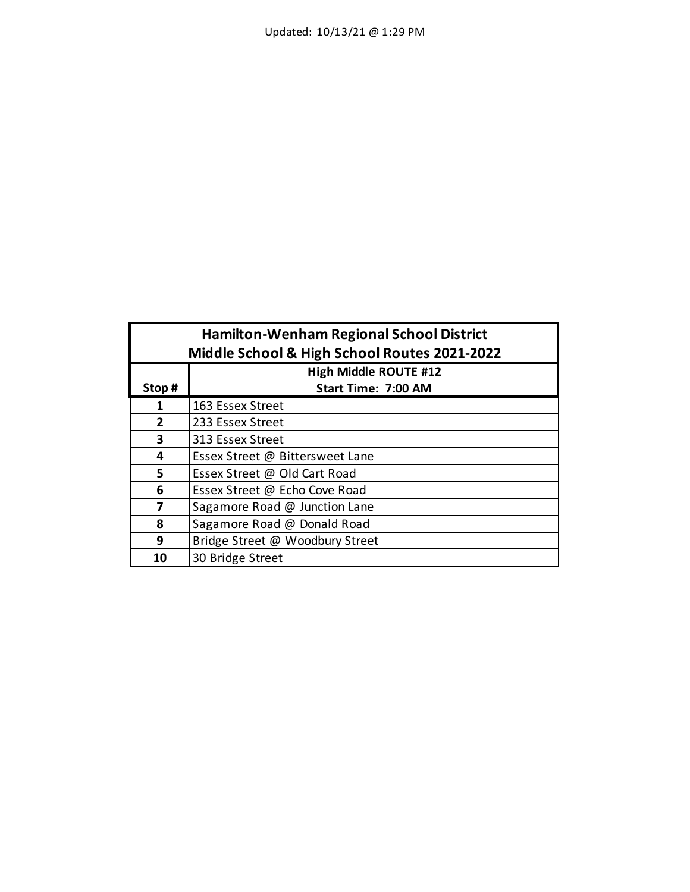Updated: 10/13/21 @ 1:29 PM

| Hamilton-Wenham Regional School District<br>Middle School & High School Routes 2021-2022 | |
|---|---|
| **Stop #** | **High Middle ROUTE #12<br>Start Time: 7:00 AM** |
| 1 | 163 Essex Street |
| 2 | 233 Essex Street |
| 3 | 313 Essex Street |
| 4 | Essex Street @ Bittersweet Lane |
| 5 | Essex Street @ Old Cart Road |
| 6 | Essex Street @ Echo Cove Road |
| 7 | Sagamore Road @ Junction Lane |
| 8 | Sagamore Road @ Donald Road |
| 9 | Bridge Street @ Woodbury Street |
| 10 | 30 Bridge Street |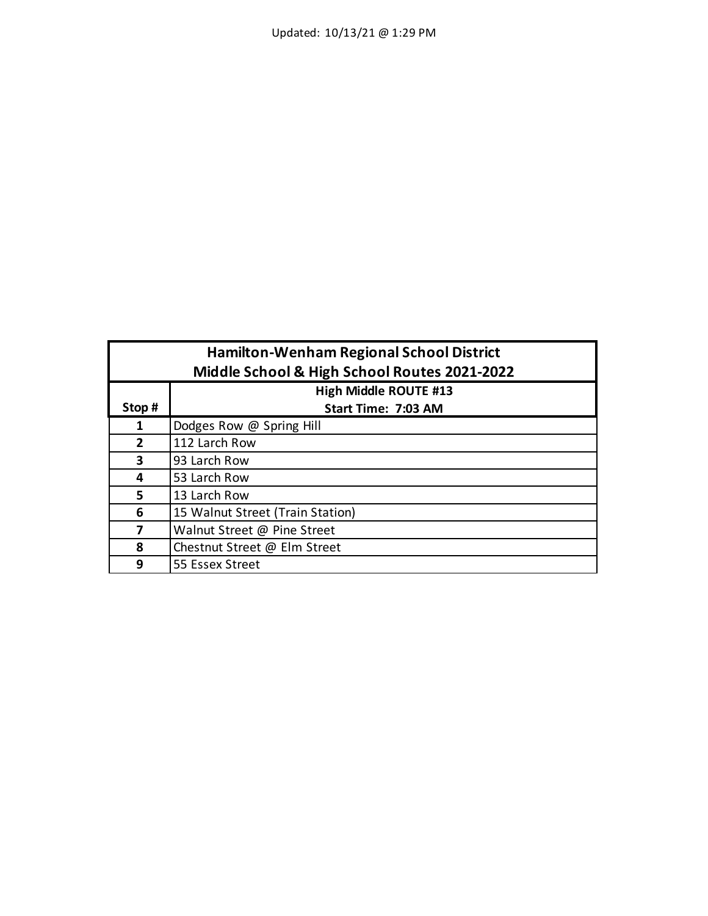Updated: 10/13/21 @ 1:29 PM

| Hamilton-Wenham Regional School District<br>Middle School & High School Routes 2021-2022 | |
|---|---|
| **Stop #** | **High Middle ROUTE #13**<br>**Start Time: 7:03 AM** |
| 1 | Dodges Row @ Spring Hill |
| 2 | 112 Larch Row |
| 3 | 93 Larch Row |
| 4 | 53 Larch Row |
| 5 | 13 Larch Row |
| 6 | 15 Walnut Street (Train Station) |
| 7 | Walnut Street @ Pine Street |
| 8 | Chestnut Street @ Elm Street |
| 9 | 55 Essex Street |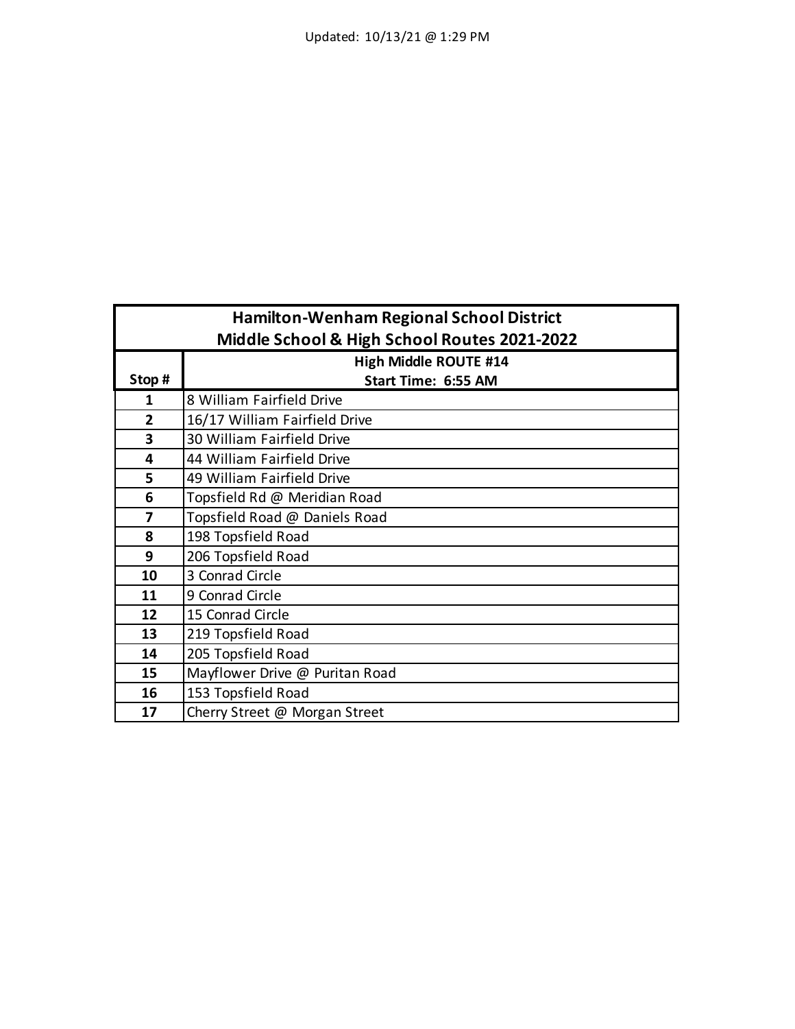Updated: 10/13/21 @ 1:29 PM

| Hamilton-Wenham Regional School District<br>Middle School & High School Routes 2021-2022 | |
|---|---|
| **Stop #** | **High Middle ROUTE #14**<br>**Start Time: 6:55 AM** |
| **1** | 8 William Fairfield Drive |
| **2** | 16/17 William Fairfield Drive |
| **3** | 30 William Fairfield Drive |
| **4** | 44 William Fairfield Drive |
| **5** | 49 William Fairfield Drive |
| **6** | Topsfield Rd @ Meridian Road |
| **7** | Topsfield Road @ Daniels Road |
| **8** | 198 Topsfield Road |
| **9** | 206 Topsfield Road |
| **10** | 3 Conrad Circle |
| **11** | 9 Conrad Circle |
| **12** | 15 Conrad Circle |
| **13** | 219 Topsfield Road |
| **14** | 205 Topsfield Road |
| **15** | Mayflower Drive @ Puritan Road |
| **16** | 153 Topsfield Road |
| **17** | Cherry Street @ Morgan Street |